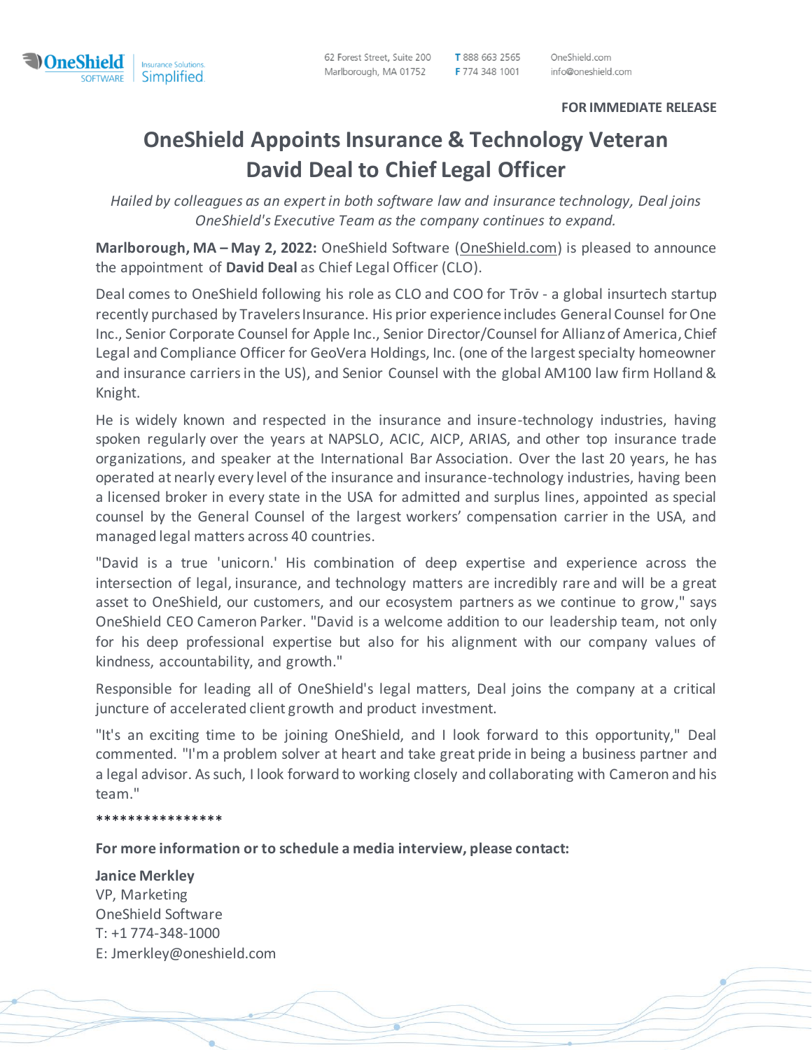62 Forest Street, Suite 200
Marlborough, MA 01752

T 888 663 2565
F 774 348 1001

OneShield.com
info@oneshield.com

**FOR IMMEDIATE RELEASE**

# OneShield Appoints Insurance & Technology Veteran David Deal to Chief Legal Officer

*Hailed by colleagues as an expert in both software law and insurance technology, Deal joins OneShield's Executive Team as the company continues to expand.*

**Marlborough, MA – May 2, 2022:** OneShield Software (OneShield.com) is pleased to announce the appointment of **David Deal** as Chief Legal Officer (CLO).

Deal comes to OneShield following his role as CLO and COO for Trōv - a global insurtech startup recently purchased by Travelers Insurance. His prior experience includes General Counsel for One Inc., Senior Corporate Counsel for Apple Inc., Senior Director/Counsel for Allianz of America, Chief Legal and Compliance Officer for GeoVera Holdings, Inc. (one of the largest specialty homeowner and insurance carriers in the US), and Senior Counsel with the global AM100 law firm Holland & Knight.

He is widely known and respected in the insurance and insure-technology industries, having spoken regularly over the years at NAPSLO, ACIC, AICP, ARIAS, and other top insurance trade organizations, and speaker at the International Bar Association. Over the last 20 years, he has operated at nearly every level of the insurance and insurance-technology industries, having been a licensed broker in every state in the USA for admitted and surplus lines, appointed as special counsel by the General Counsel of the largest workers' compensation carrier in the USA, and managed legal matters across 40 countries.

"David is a true 'unicorn.' His combination of deep expertise and experience across the intersection of legal, insurance, and technology matters are incredibly rare and will be a great asset to OneShield, our customers, and our ecosystem partners as we continue to grow," says OneShield CEO Cameron Parker. "David is a welcome addition to our leadership team, not only for his deep professional expertise but also for his alignment with our company values of kindness, accountability, and growth."

Responsible for leading all of OneShield's legal matters, Deal joins the company at a critical juncture of accelerated client growth and product investment.

"It's an exciting time to be joining OneShield, and I look forward to this opportunity," Deal commented. "I'm a problem solver at heart and take great pride in being a business partner and a legal advisor. As such, I look forward to working closely and collaborating with Cameron and his team."

****************

**For more information or to schedule a media interview, please contact:**

**Janice Merkley**
VP, Marketing
OneShield Software
T: +1 774-348-1000
E: Jmerkley@oneshield.com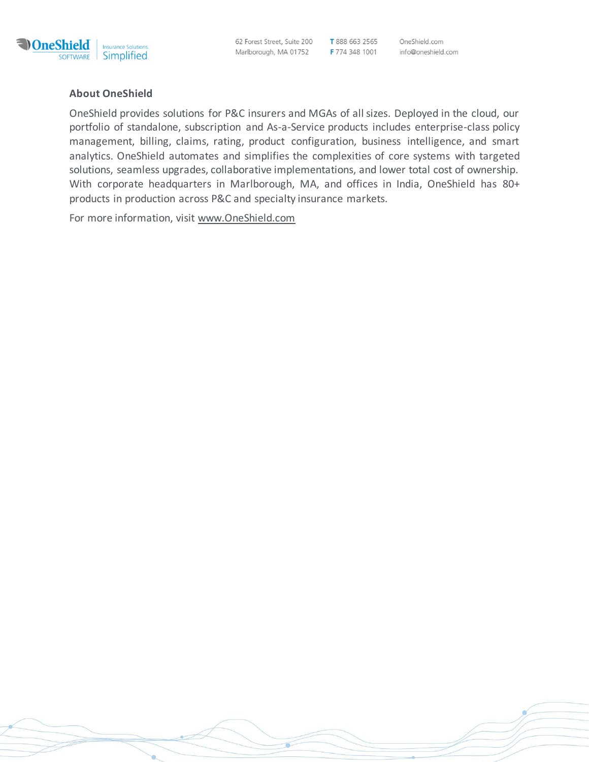## About OneShield

OneShield provides solutions for P&C insurers and MGAs of all sizes. Deployed in the cloud, our portfolio of standalone, subscription and As-a-Service products includes enterprise-class policy management, billing, claims, rating, product configuration, business intelligence, and smart analytics. OneShield automates and simplifies the complexities of core systems with targeted solutions, seamless upgrades, collaborative implementations, and lower total cost of ownership. With corporate headquarters in Marlborough, MA, and offices in India, OneShield has 80+ products in production across P&C and specialty insurance markets.

For more information, visit www.OneShield.com